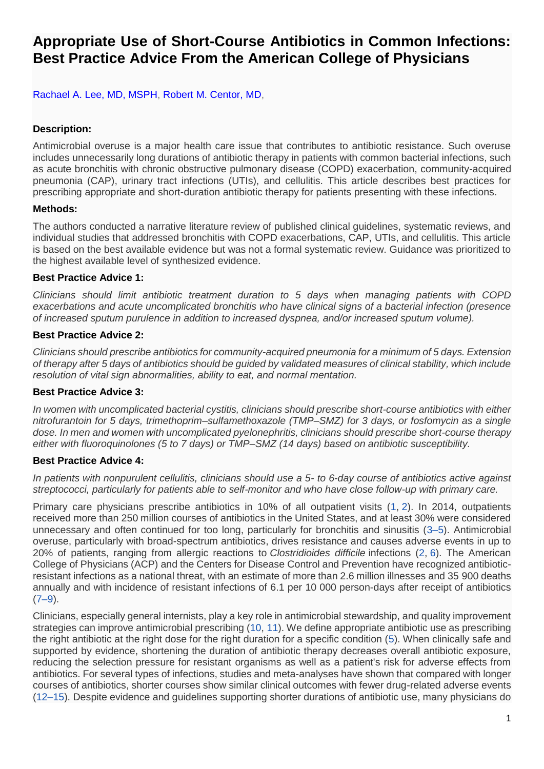# Appropriate Use of Short-Course Antibiotics in Common Infections: Best Practice Advice From the American College of Physicians

Rachael A. Lee, MD, MSPH, Robert M. Centor, MD,

### Description:

Antimicrobial overuse is a major health care issue that contributes to antibiotic resistance. Such overuse includes unnecessarily long durations of antibiotic therapy in patients with common bacterial infections, such as acute bronchitis with chronic obstructive pulmonary disease (COPD) exacerbation, community-acquired pneumonia (CAP), urinary tract infections (UTIs), and cellulitis. This article describes best practices for prescribing appropriate and short-duration antibiotic therapy for patients presenting with these infections.

### Methods:

The authors conducted a narrative literature review of published clinical guidelines, systematic reviews, and individual studies that addressed bronchitis with COPD exacerbations, CAP, UTIs, and cellulitis. This article is based on the best available evidence but was not a formal systematic review. Guidance was prioritized to the highest available level of synthesized evidence.

### Best Practice Advice 1:

*Clinicians should limit antibiotic treatment duration to 5 days when managing patients with COPD exacerbations and acute uncomplicated bronchitis who have clinical signs of a bacterial infection (presence of increased sputum purulence in addition to increased dyspnea, and/or increased sputum volume).*

### Best Practice Advice 2:

*Clinicians should prescribe antibiotics for community-acquired pneumonia for a minimum of 5 days. Extension of therapy after 5 days of antibiotics should be guided by validated measures of clinical stability, which include resolution of vital sign abnormalities, ability to eat, and normal mentation.*

### Best Practice Advice 3:

*In women with uncomplicated bacterial cystitis, clinicians should prescribe short-course antibiotics with either nitrofurantoin for 5 days, trimethoprim–sulfamethoxazole (TMP–SMZ) for 3 days, or fosfomycin as a single dose. In men and women with uncomplicated pyelonephritis, clinicians should prescribe short-course therapy either with fluoroquinolones (5 to 7 days) or TMP–SMZ (14 days) based on antibiotic susceptibility.*

### Best Practice Advice 4:

*In patients with nonpurulent cellulitis, clinicians should use a 5- to 6-day course of antibiotics active against streptococci, particularly for patients able to self-monitor and who have close follow-up with primary care.*

Primary care physicians prescribe antibiotics in 10% of all outpatient visits (1, 2). In 2014, outpatients received more than 250 million courses of antibiotics in the United States, and at least 30% were considered unnecessary and often continued for too long, particularly for bronchitis and sinusitis (3–5). Antimicrobial overuse, particularly with broad-spectrum antibiotics, drives resistance and causes adverse events in up to 20% of patients, ranging from allergic reactions to *Clostridioides difficile* infections (2, 6). The American College of Physicians (ACP) and the Centers for Disease Control and Prevention have recognized antibiotic-resistant infections as a national threat, with an estimate of more than 2.6 million illnesses and 35 900 deaths annually and with incidence of resistant infections of 6.1 per 10 000 person-days after receipt of antibiotics (7–9).

Clinicians, especially general internists, play a key role in antimicrobial stewardship, and quality improvement strategies can improve antimicrobial prescribing (10, 11). We define appropriate antibiotic use as prescribing the right antibiotic at the right dose for the right duration for a specific condition (5). When clinically safe and supported by evidence, shortening the duration of antibiotic therapy decreases overall antibiotic exposure, reducing the selection pressure for resistant organisms as well as a patient's risk for adverse effects from antibiotics. For several types of infections, studies and meta-analyses have shown that compared with longer courses of antibiotics, shorter courses show similar clinical outcomes with fewer drug-related adverse events (12–15). Despite evidence and guidelines supporting shorter durations of antibiotic use, many physicians do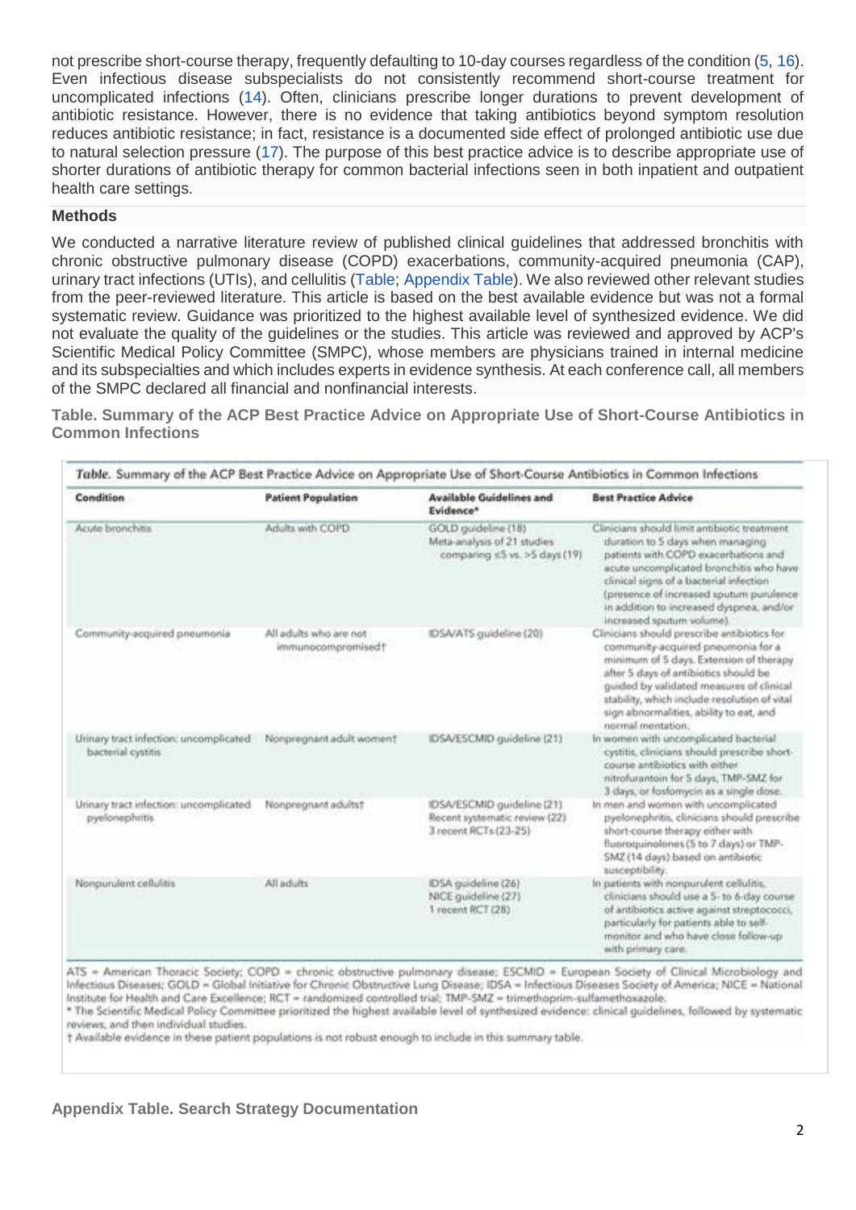not prescribe short-course therapy, frequently defaulting to 10-day courses regardless of the condition (5, 16). Even infectious disease subspecialists do not consistently recommend short-course treatment for uncomplicated infections (14). Often, clinicians prescribe longer durations to prevent development of antibiotic resistance. However, there is no evidence that taking antibiotics beyond symptom resolution reduces antibiotic resistance; in fact, resistance is a documented side effect of prolonged antibiotic use due to natural selection pressure (17). The purpose of this best practice advice is to describe appropriate use of shorter durations of antibiotic therapy for common bacterial infections seen in both inpatient and outpatient health care settings.

## Methods

We conducted a narrative literature review of published clinical guidelines that addressed bronchitis with chronic obstructive pulmonary disease (COPD) exacerbations, community-acquired pneumonia (CAP), urinary tract infections (UTIs), and cellulitis (Table; Appendix Table). We also reviewed other relevant studies from the peer-reviewed literature. This article is based on the best available evidence but was not a formal systematic review. Guidance was prioritized to the highest available level of synthesized evidence. We did not evaluate the quality of the guidelines or the studies. This article was reviewed and approved by ACP's Scientific Medical Policy Committee (SMPC), whose members are physicians trained in internal medicine and its subspecialties and which includes experts in evidence synthesis. At each conference call, all members of the SMPC declared all financial and nonfinancial interests.

**Table. Summary of the ACP Best Practice Advice on Appropriate Use of Short-Course Antibiotics in Common Infections**

| Condition | Patient Population | Available Guidelines and Evidence* | Best Practice Advice |
|---|---|---|---|
| Acute bronchitis | Adults with COPD | GOLD guideline (18)<br>Meta-analysis of 21 studies comparing ≤5 vs. >5 days (19) | Clinicians should limit antibiotic treatment duration to 5 days when managing patients with COPD exacerbations and acute uncomplicated bronchitis who have clinical signs of a bacterial infection (presence of increased sputum purulence in addition to increased dyspnea, and/or increased sputum volume). |
| Community-acquired pneumonia | All adults who are not immunocompromised† | IDSA/ATS guideline (20) | Clinicians should prescribe antibiotics for community-acquired pneumonia for a minimum of 5 days. Extension of therapy after 5 days of antibiotics should be guided by validated measures of clinical stability, which include resolution of vital sign abnormalities, ability to eat, and normal mentation. |
| Urinary tract infection: uncomplicated bacterial cystitis | Nonpregnant adult women† | IDSA/ESCMID guideline (21) | In women with uncomplicated bacterial cystitis, clinicians should prescribe short-course antibiotics with either nitrofurantoin for 5 days, TMP-SMZ for 3 days, or fosfomycin as a single dose. |
| Urinary tract infection: uncomplicated pyelonephritis | Nonpregnant adults† | IDSA/ESCMID guideline (21)<br>Recent systematic review (22)<br>3 recent RCTs (23-25) | In men and women with uncomplicated pyelonephritis, clinicians should prescribe short-course therapy either with fluoroquinolones (5 to 7 days) or TMP-SMZ (14 days) based on antibiotic susceptibility. |
| Nonpurulent cellulitis | All adults | IDSA guideline (26)<br>NICE guideline (27)<br>1 recent RCT (28) | In patients with nonpurulent cellulitis, clinicians should use a 5- to 6-day course of antibiotics active against streptococci, particularly for patients able to self-monitor and who have close follow-up with primary care. |

ATS = American Thoracic Society; COPD = chronic obstructive pulmonary disease; ESCMID = European Society of Clinical Microbiology and Infectious Diseases; GOLD = Global Initiative for Chronic Obstructive Lung Disease; IDSA = Infectious Diseases Society of America; NICE = National Institute for Health and Care Excellence; RCT = randomized controlled trial; TMP-SMZ = trimethoprim-sulfamethoxazole.

\* The Scientific Medical Policy Committee prioritized the highest available level of synthesized evidence: clinical guidelines, followed by systematic reviews, and then individual studies.

† Available evidence in these patient populations is not robust enough to include in this summary table.

**Appendix Table. Search Strategy Documentation**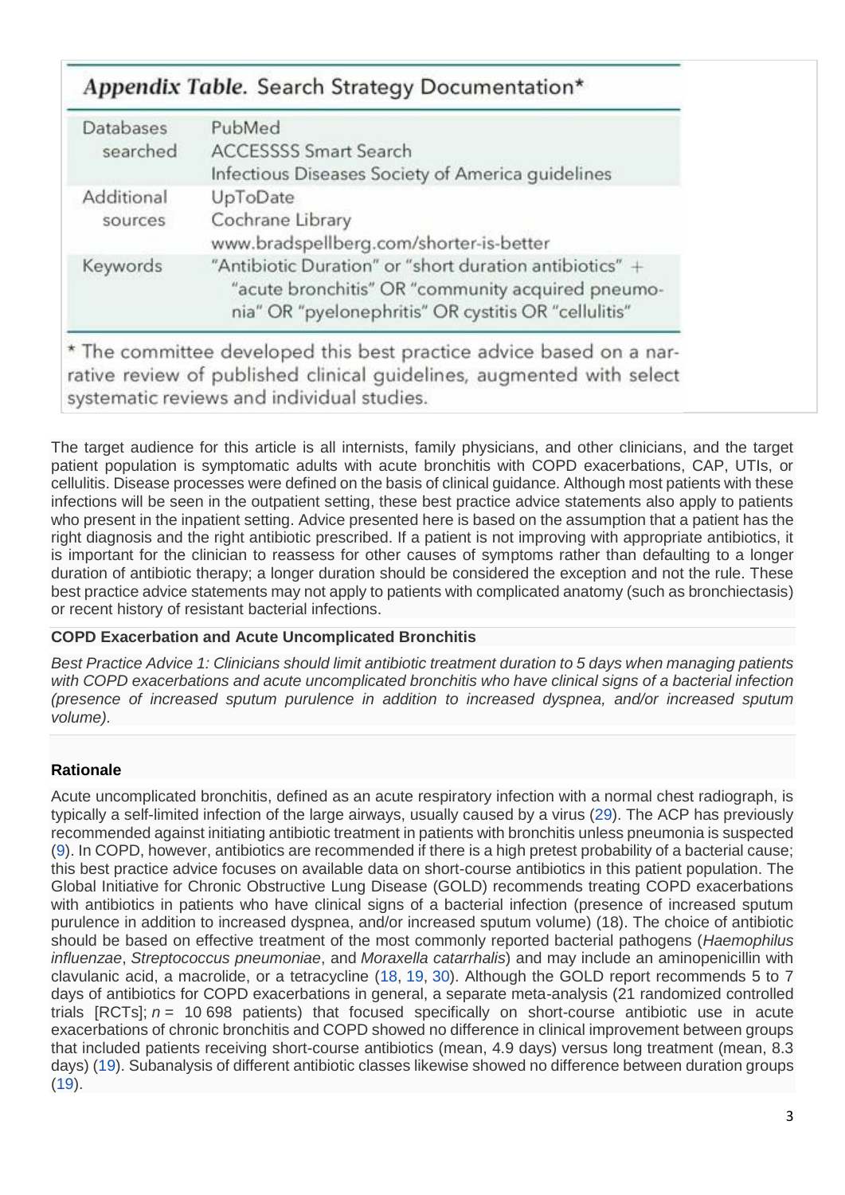**Appendix Table.** Search Strategy Documentation*

| | |
|---|---|
| Databases searched | PubMed<br>ACCESSSS Smart Search<br>Infectious Diseases Society of America guidelines |
| Additional sources | UpToDate<br>Cochrane Library<br>www.bradspellberg.com/shorter-is-better |
| Keywords | "Antibiotic Duration" or "short duration antibiotics" + "acute bronchitis" OR "community acquired pneumonia" OR "pyelonephritis" OR cystitis OR "cellulitis" |

* The committee developed this best practice advice based on a narrative review of published clinical guidelines, augmented with select systematic reviews and individual studies.

The target audience for this article is all internists, family physicians, and other clinicians, and the target patient population is symptomatic adults with acute bronchitis with COPD exacerbations, CAP, UTIs, or cellulitis. Disease processes were defined on the basis of clinical guidance. Although most patients with these infections will be seen in the outpatient setting, these best practice advice statements also apply to patients who present in the inpatient setting. Advice presented here is based on the assumption that a patient has the right diagnosis and the right antibiotic prescribed. If a patient is not improving with appropriate antibiotics, it is important for the clinician to reassess for other causes of symptoms rather than defaulting to a longer duration of antibiotic therapy; a longer duration should be considered the exception and not the rule. These best practice advice statements may not apply to patients with complicated anatomy (such as bronchiectasis) or recent history of resistant bacterial infections.

### COPD Exacerbation and Acute Uncomplicated Bronchitis

*Best Practice Advice 1: Clinicians should limit antibiotic treatment duration to 5 days when managing patients with COPD exacerbations and acute uncomplicated bronchitis who have clinical signs of a bacterial infection (presence of increased sputum purulence in addition to increased dyspnea, and/or increased sputum volume).*

### Rationale

Acute uncomplicated bronchitis, defined as an acute respiratory infection with a normal chest radiograph, is typically a self-limited infection of the large airways, usually caused by a virus (29). The ACP has previously recommended against initiating antibiotic treatment in patients with bronchitis unless pneumonia is suspected (9). In COPD, however, antibiotics are recommended if there is a high pretest probability of a bacterial cause; this best practice advice focuses on available data on short-course antibiotics in this patient population. The Global Initiative for Chronic Obstructive Lung Disease (GOLD) recommends treating COPD exacerbations with antibiotics in patients who have clinical signs of a bacterial infection (presence of increased sputum purulence in addition to increased dyspnea, and/or increased sputum volume) (18). The choice of antibiotic should be based on effective treatment of the most commonly reported bacterial pathogens (*Haemophilus influenzae*, *Streptococcus pneumoniae*, and *Moraxella catarrhalis*) and may include an aminopenicillin with clavulanic acid, a macrolide, or a tetracycline (18, 19, 30). Although the GOLD report recommends 5 to 7 days of antibiotics for COPD exacerbations in general, a separate meta-analysis (21 randomized controlled trials [RCTs]; $n$ = 10 698 patients) that focused specifically on short-course antibiotic use in acute exacerbations of chronic bronchitis and COPD showed no difference in clinical improvement between groups that included patients receiving short-course antibiotics (mean, 4.9 days) versus long treatment (mean, 8.3 days) (19). Subanalysis of different antibiotic classes likewise showed no difference between duration groups (19).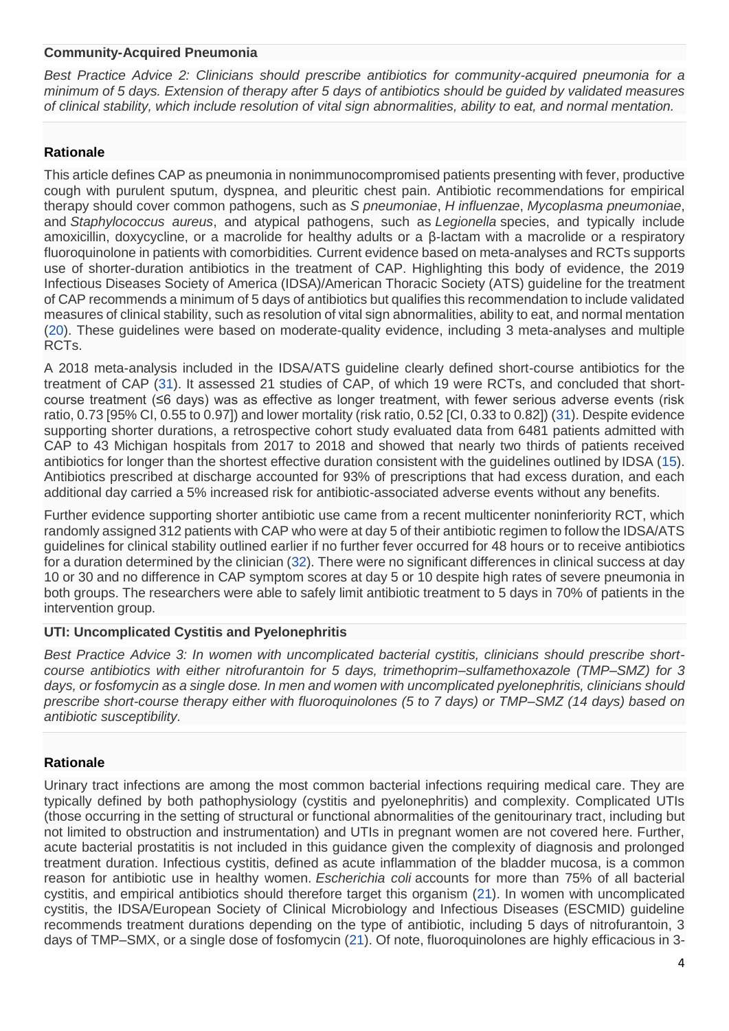### Community-Acquired Pneumonia

*Best Practice Advice 2: Clinicians should prescribe antibiotics for community-acquired pneumonia for a minimum of 5 days. Extension of therapy after 5 days of antibiotics should be guided by validated measures of clinical stability, which include resolution of vital sign abnormalities, ability to eat, and normal mentation.*

#### Rationale

This article defines CAP as pneumonia in nonimmunocompromised patients presenting with fever, productive cough with purulent sputum, dyspnea, and pleuritic chest pain. Antibiotic recommendations for empirical therapy should cover common pathogens, such as *S pneumoniae*, *H influenzae*, *Mycoplasma pneumoniae*, and *Staphylococcus aureus*, and atypical pathogens, such as *Legionella* species, and typically include amoxicillin, doxycycline, or a macrolide for healthy adults or a β-lactam with a macrolide or a respiratory fluoroquinolone in patients with comorbidities. Current evidence based on meta-analyses and RCTs supports use of shorter-duration antibiotics in the treatment of CAP. Highlighting this body of evidence, the 2019 Infectious Diseases Society of America (IDSA)/American Thoracic Society (ATS) guideline for the treatment of CAP recommends a minimum of 5 days of antibiotics but qualifies this recommendation to include validated measures of clinical stability, such as resolution of vital sign abnormalities, ability to eat, and normal mentation (20). These guidelines were based on moderate-quality evidence, including 3 meta-analyses and multiple RCTs.

A 2018 meta-analysis included in the IDSA/ATS guideline clearly defined short-course antibiotics for the treatment of CAP (31). It assessed 21 studies of CAP, of which 19 were RCTs, and concluded that short-course treatment (≤6 days) was as effective as longer treatment, with fewer serious adverse events (risk ratio, 0.73 [95% CI, 0.55 to 0.97]) and lower mortality (risk ratio, 0.52 [CI, 0.33 to 0.82]) (31). Despite evidence supporting shorter durations, a retrospective cohort study evaluated data from 6481 patients admitted with CAP to 43 Michigan hospitals from 2017 to 2018 and showed that nearly two thirds of patients received antibiotics for longer than the shortest effective duration consistent with the guidelines outlined by IDSA (15). Antibiotics prescribed at discharge accounted for 93% of prescriptions that had excess duration, and each additional day carried a 5% increased risk for antibiotic-associated adverse events without any benefits.

Further evidence supporting shorter antibiotic use came from a recent multicenter noninferiority RCT, which randomly assigned 312 patients with CAP who were at day 5 of their antibiotic regimen to follow the IDSA/ATS guidelines for clinical stability outlined earlier if no further fever occurred for 48 hours or to receive antibiotics for a duration determined by the clinician (32). There were no significant differences in clinical success at day 10 or 30 and no difference in CAP symptom scores at day 5 or 10 despite high rates of severe pneumonia in both groups. The researchers were able to safely limit antibiotic treatment to 5 days in 70% of patients in the intervention group.

### UTI: Uncomplicated Cystitis and Pyelonephritis

*Best Practice Advice 3: In women with uncomplicated bacterial cystitis, clinicians should prescribe short-course antibiotics with either nitrofurantoin for 5 days, trimethoprim–sulfamethoxazole (TMP–SMZ) for 3 days, or fosfomycin as a single dose. In men and women with uncomplicated pyelonephritis, clinicians should prescribe short-course therapy either with fluoroquinolones (5 to 7 days) or TMP–SMZ (14 days) based on antibiotic susceptibility.*

#### Rationale

Urinary tract infections are among the most common bacterial infections requiring medical care. They are typically defined by both pathophysiology (cystitis and pyelonephritis) and complexity. Complicated UTIs (those occurring in the setting of structural or functional abnormalities of the genitourinary tract, including but not limited to obstruction and instrumentation) and UTIs in pregnant women are not covered here. Further, acute bacterial prostatitis is not included in this guidance given the complexity of diagnosis and prolonged treatment duration. Infectious cystitis, defined as acute inflammation of the bladder mucosa, is a common reason for antibiotic use in healthy women. *Escherichia coli* accounts for more than 75% of all bacterial cystitis, and empirical antibiotics should therefore target this organism (21). In women with uncomplicated cystitis, the IDSA/European Society of Clinical Microbiology and Infectious Diseases (ESCMID) guideline recommends treatment durations depending on the type of antibiotic, including 5 days of nitrofurantoin, 3 days of TMP–SMX, or a single dose of fosfomycin (21). Of note, fluoroquinolones are highly efficacious in 3-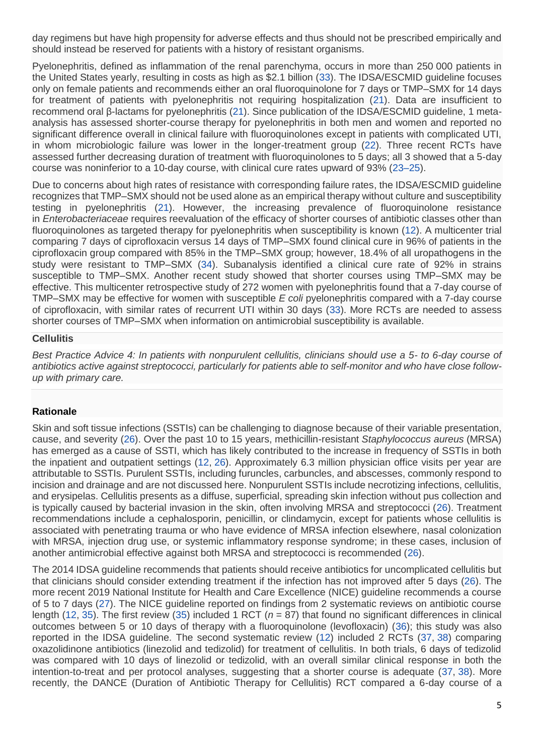day regimens but have high propensity for adverse effects and thus should not be prescribed empirically and should instead be reserved for patients with a history of resistant organisms.

Pyelonephritis, defined as inflammation of the renal parenchyma, occurs in more than 250 000 patients in the United States yearly, resulting in costs as high as $2.1 billion (33). The IDSA/ESCMID guideline focuses only on female patients and recommends either an oral fluoroquinolone for 7 days or TMP–SMX for 14 days for treatment of patients with pyelonephritis not requiring hospitalization (21). Data are insufficient to recommend oral β-lactams for pyelonephritis (21). Since publication of the IDSA/ESCMID guideline, 1 meta-analysis has assessed shorter-course therapy for pyelonephritis in both men and women and reported no significant difference overall in clinical failure with fluoroquinolones except in patients with complicated UTI, in whom microbiologic failure was lower in the longer-treatment group (22). Three recent RCTs have assessed further decreasing duration of treatment with fluoroquinolones to 5 days; all 3 showed that a 5-day course was noninferior to a 10-day course, with clinical cure rates upward of 93% (23–25).

Due to concerns about high rates of resistance with corresponding failure rates, the IDSA/ESCMID guideline recognizes that TMP–SMX should not be used alone as an empirical therapy without culture and susceptibility testing in pyelonephritis (21). However, the increasing prevalence of fluoroquinolone resistance in *Enterobacteriaceae* requires reevaluation of the efficacy of shorter courses of antibiotic classes other than fluoroquinolones as targeted therapy for pyelonephritis when susceptibility is known (12). A multicenter trial comparing 7 days of ciprofloxacin versus 14 days of TMP–SMX found clinical cure in 96% of patients in the ciprofloxacin group compared with 85% in the TMP–SMX group; however, 18.4% of all uropathogens in the study were resistant to TMP–SMX (34). Subanalysis identified a clinical cure rate of 92% in strains susceptible to TMP–SMX. Another recent study showed that shorter courses using TMP–SMX may be effective. This multicenter retrospective study of 272 women with pyelonephritis found that a 7-day course of TMP–SMX may be effective for women with susceptible *E coli* pyelonephritis compared with a 7-day course of ciprofloxacin, with similar rates of recurrent UTI within 30 days (33). More RCTs are needed to assess shorter courses of TMP–SMX when information on antimicrobial susceptibility is available.

### Cellulitis

*Best Practice Advice 4: In patients with nonpurulent cellulitis, clinicians should use a 5- to 6-day course of antibiotics active against streptococci, particularly for patients able to self-monitor and who have close follow-up with primary care.*

#### Rationale

Skin and soft tissue infections (SSTIs) can be challenging to diagnose because of their variable presentation, cause, and severity (26). Over the past 10 to 15 years, methicillin-resistant *Staphylococcus aureus* (MRSA) has emerged as a cause of SSTI, which has likely contributed to the increase in frequency of SSTIs in both the inpatient and outpatient settings (12, 26). Approximately 6.3 million physician office visits per year are attributable to SSTIs. Purulent SSTIs, including furuncles, carbuncles, and abscesses, commonly respond to incision and drainage and are not discussed here. Nonpurulent SSTIs include necrotizing infections, cellulitis, and erysipelas. Cellulitis presents as a diffuse, superficial, spreading skin infection without pus collection and is typically caused by bacterial invasion in the skin, often involving MRSA and streptococci (26). Treatment recommendations include a cephalosporin, penicillin, or clindamycin, except for patients whose cellulitis is associated with penetrating trauma or who have evidence of MRSA infection elsewhere, nasal colonization with MRSA, injection drug use, or systemic inflammatory response syndrome; in these cases, inclusion of another antimicrobial effective against both MRSA and streptococci is recommended (26).

The 2014 IDSA guideline recommends that patients should receive antibiotics for uncomplicated cellulitis but that clinicians should consider extending treatment if the infection has not improved after 5 days (26). The more recent 2019 National Institute for Health and Care Excellence (NICE) guideline recommends a course of 5 to 7 days (27). The NICE guideline reported on findings from 2 systematic reviews on antibiotic course length (12, 35). The first review (35) included 1 RCT ($n$ = 87) that found no significant differences in clinical outcomes between 5 or 10 days of therapy with a fluoroquinolone (levofloxacin) (36); this study was also reported in the IDSA guideline. The second systematic review (12) included 2 RCTs (37, 38) comparing oxazolidinone antibiotics (linezolid and tedizolid) for treatment of cellulitis. In both trials, 6 days of tedizolid was compared with 10 days of linezolid or tedizolid, with an overall similar clinical response in both the intention-to-treat and per protocol analyses, suggesting that a shorter course is adequate (37, 38). More recently, the DANCE (Duration of Antibiotic Therapy for Cellulitis) RCT compared a 6-day course of a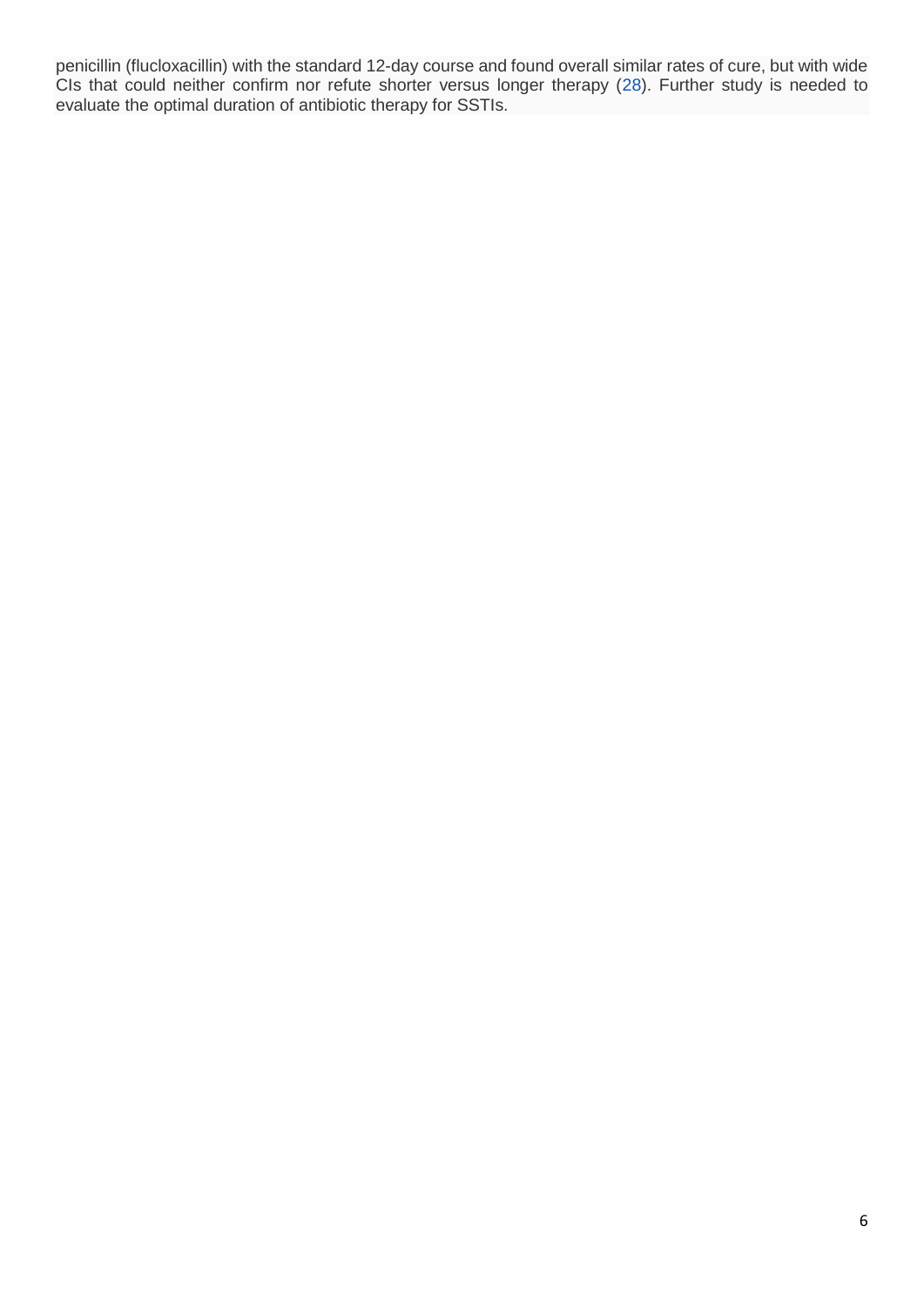penicillin (flucloxacillin) with the standard 12-day course and found overall similar rates of cure, but with wide CIs that could neither confirm nor refute shorter versus longer therapy (28). Further study is needed to evaluate the optimal duration of antibiotic therapy for SSTIs.